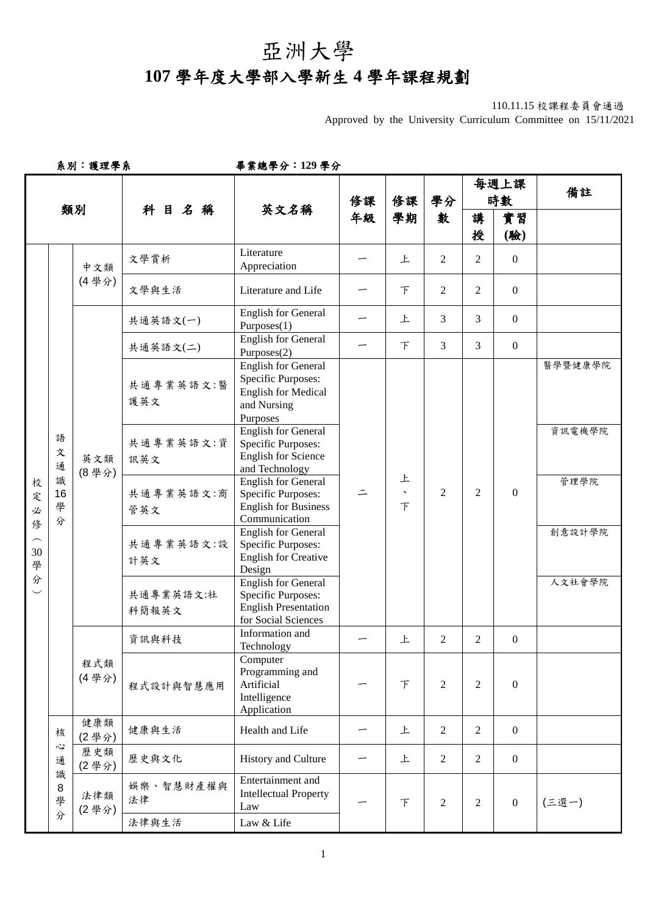# 亞洲大學

# 107 學年度大學部入學新生 4 學年課程規劃

110.11.15 校課程委員會通過

Approved by the University Curriculum Committee on 15/11/2021

系別：護理學系　　　　畢業總學分：129 學分

| 類別 | | | 科目名稱 | 英文名稱 | 修課年級 | 修課學期 | 學分數 | 每週上課時數 | | 備註 |
|---|---|---|---|---|---|---|---|---|---|---|
| | | | | | | | | 講授 | 實習(驗) | |
| 校定必修（30學分） | 語文通識16學分 | 中文類(4學分) | 文學賞析 | Literature Appreciation | 一 | 上 | 2 | 2 | 0 | |
| | | | 文學與生活 | Literature and Life | 一 | 下 | 2 | 2 | 0 | |
| | | 英文類(8學分) | 共通英語文(一) | English for General Purposes(1) | 一 | 上 | 3 | 3 | 0 | |
| | | | 共通英語文(二) | English for General Purposes(2) | 一 | 下 | 3 | 3 | 0 | |
| | | | 共通專業英語文:醫護英文 | English for General Specific Purposes: English for Medical and Nursing Purposes | 二 | 上、下 | 2 | 2 | 0 | 醫學暨健康學院 |
| | | | 共通專業英語文:資訊英文 | English for General Specific Purposes: English for Science and Technology | | | | | | 資訊電機學院 |
| | | | 共通專業英語文:商管英文 | English for General Specific Purposes: English for Business Communication | | | | | | 管理學院 |
| | | | 共通專業英語文:設計英文 | English for General Specific Purposes: English for Creative Design | | | | | | 創意設計學院 |
| | | | 共通專業英語文:社科簡報英文 | English for General Specific Purposes: English Presentation for Social Sciences | | | | | | 人文社會學院 |
| | | 程式類(4學分) | 資訊與科技 | Information and Technology | 一 | 上 | 2 | 2 | 0 | |
| | | | 程式設計與智慧應用 | Computer Programming and Artificial Intelligence Application | 一 | 下 | 2 | 2 | 0 | |
| | 核心通識8學分 | 健康類(2學分) | 健康與生活 | Health and Life | 一 | 上 | 2 | 2 | 0 | |
| | | 歷史類(2學分) | 歷史與文化 | History and Culture | 一 | 上 | 2 | 2 | 0 | |
| | | 法律類(2學分) | 娛樂、智慧財產權與法律 | Entertainment and Intellectual Property Law | 一 | 下 | 2 | 2 | 0 | (三選一) |
| | | | 法律與生活 | Law & Life | | | | | | |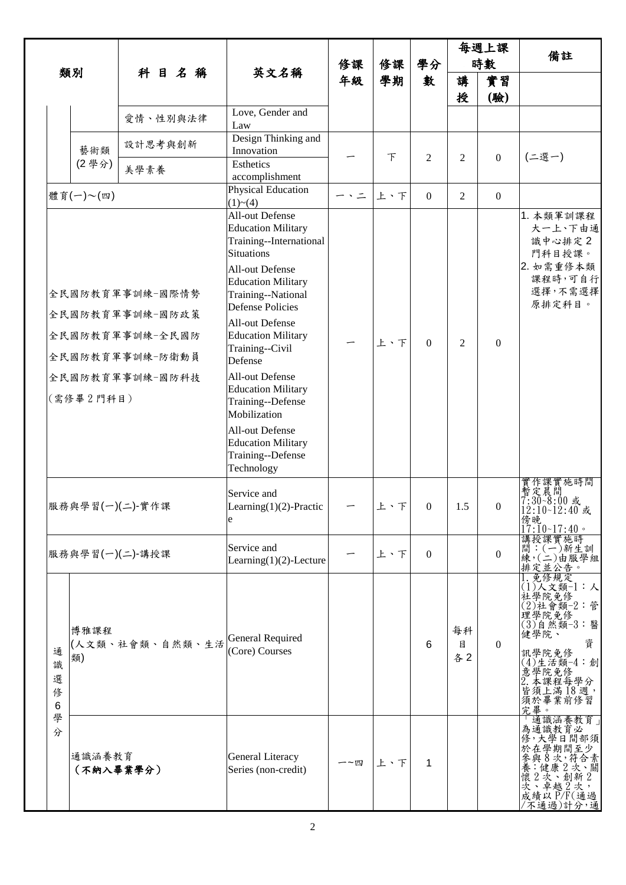| 類別 | | 科 目 名 稱 | 英文名稱 | 修課年級 | 修課學期 | 學分數 | 每週上課時數 | | 備註 |
|---|---|---|---|---|---|---|---|---|---|
| | | | | | | | 講授 | 實習(驗) | |
| | | 愛情、性別與法律 | Love, Gender and Law | | | | | | |
| | 藝術類(2 學分) | 設計思考與創新 | Design Thinking and Innovation | 一 | 下 | 2 | 2 | 0 | (二選一) |
| | | 美學素養 | Esthetics accomplishment | | | | | | |
| 體育(一)~(四) | | | Physical Education (1)~(4) | 一、二 | 上、下 | 0 | 2 | 0 | |
| 全民國防教育軍事訓練-國際情勢<br>全民國防教育軍事訓練-國防政策<br>全民國防教育軍事訓練-全民國防<br>全民國防教育軍事訓練-防衛動員<br>全民國防教育軍事訓練-國防科技<br>(需修畢 2 門科目) | | | All-out Defense Education Military Training--International Situations<br>All-out Defense Education Military Training--National Defense Policies<br>All-out Defense Education Military Training--Civil Defense<br>All-out Defense Education Military Training--Defense Mobilization<br>All-out Defense Education Military Training--Defense Technology | 一 | 上、下 | 0 | 2 | 0 | 1. 本類軍訓課程大一上、下由通識中心排定 2 門科目授課。<br>2. 如需重修本類課程時,可自行選擇,不需選擇原排定科目。 |
| 服務與學習(一)(二)-實作課 | | | Service and Learning(1)(2)-Practice | 一 | 上、下 | 0 | 1.5 | 0 | 實作課實施時間暫定晨間 7:30~8:00 或 12:10~12:40 或傍晚 17:10~17:40。 |
| 服務與學習(一)(二)-講授課 | | | Service and Learning(1)(2)-Lecture | 一 | 上、下 | 0 | | 0 | 講授課實施時間:(一)新生訓練,(二)由服學組排定並公告。 |
| 通識選修 6 學分 | 博雅課程(人文類、社會類、自然類、生活類) | | General Required (Core) Courses | | | 6 | 每科目各 2 | 0 | 1. 免修規定<br>(1)人文類-1:人社學院免修<br>(2)社會類-2:管理學院免修<br>(3)自然類-3:醫健學院、資訊學院免修<br>(4)生活類-4:創意學院免修<br>2. 本課程每學分皆須上滿 18 週,須於畢業前修習完畢。 |
| | 通識涵養教育<br>**(不納入畢業學分)** | | General Literacy Series (non-credit) | 一~四 | 上、下 | 1 | | | 「通識涵養教育」為通識教育必修,大學日間部須於在學期間至少參與 8 次,符合素養:健康 2 次、關懷 2 次、創新 2 次、卓越 2 次,成績以 P/F(通過/不通過)計分,通 |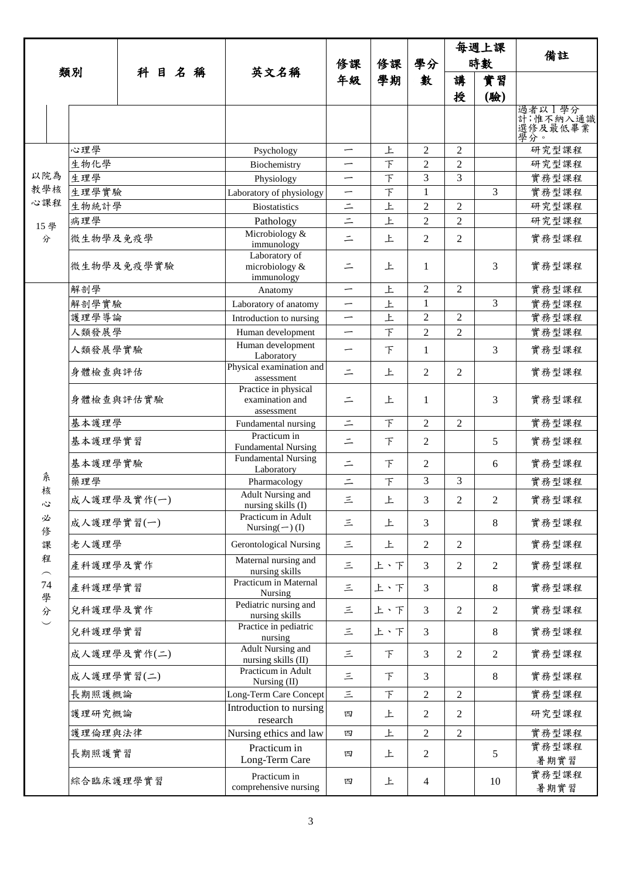| 類別 | 科 目 名 稱 | 英文名稱 | 修課年級 | 修課學期 | 學分數 | 每週上課時數 | | 備註 |
|---|---|---|---|---|---|---|---|---|
| | | | | | | 講授 | 實習(驗) | |
| | | | | | | | | 過者以1學分計;惟不納入通識選修及最低畢業學分。 |
| 以院為教學核心課程 15學分 | 心理學 | Psychology | 一 | 上 | 2 | 2 | | 研究型課程 |
| | 生物化學 | Biochemistry | 一 | 下 | 2 | 2 | | 研究型課程 |
| | 生理學 | Physiology | 一 | 下 | 3 | 3 | | 實務型課程 |
| | 生理學實驗 | Laboratory of physiology | 一 | 下 | 1 | | 3 | 實務型課程 |
| | 生物統計學 | Biostatistics | 二 | 上 | 2 | 2 | | 研究型課程 |
| | 病理學 | Pathology | 二 | 上 | 2 | 2 | | 研究型課程 |
| | 微生物學及免疫學 | Microbiology & immunology | 二 | 上 | 2 | 2 | | 實務型課程 |
| | 微生物學及免疫學實驗 | Laboratory of microbiology & immunology | 二 | 上 | 1 | | 3 | 實務型課程 |
| 系核心必修課程(74學分) | 解剖學 | Anatomy | 一 | 上 | 2 | 2 | | 實務型課程 |
| | 解剖學實驗 | Laboratory of anatomy | 一 | 上 | 1 | | 3 | 實務型課程 |
| | 護理學導論 | Introduction to nursing | 一 | 上 | 2 | 2 | | 實務型課程 |
| | 人類發展學 | Human development | 一 | 下 | 2 | 2 | | 實務型課程 |
| | 人類發展學實驗 | Human development Laboratory | 一 | 下 | 1 | | 3 | 實務型課程 |
| | 身體檢查與評估 | Physical examination and assessment | 二 | 上 | 2 | 2 | | 實務型課程 |
| | 身體檢查與評估實驗 | Practice in physical examination and assessment | 二 | 上 | 1 | | 3 | 實務型課程 |
| | 基本護理學 | Fundamental nursing | 二 | 下 | 2 | 2 | | 實務型課程 |
| | 基本護理學實習 | Practicum in Fundamental Nursing | 二 | 下 | 2 | | 5 | 實務型課程 |
| | 基本護理學實驗 | Fundamental Nursing Laboratory | 二 | 下 | 2 | | 6 | 實務型課程 |
| | 藥理學 | Pharmacology | 二 | 下 | 3 | 3 | | 實務型課程 |
| | 成人護理學及實作(一) | Adult Nursing and nursing skills (I) | 三 | 上 | 3 | 2 | 2 | 實務型課程 |
| | 成人護理學實習(一) | Practicum in Adult Nursing(一) (I) | 三 | 上 | 3 | | 8 | 實務型課程 |
| | 老人護理學 | Gerontological Nursing | 三 | 上 | 2 | 2 | | 實務型課程 |
| | 產科護理學及實作 | Maternal nursing and nursing skills | 三 | 上、下 | 3 | 2 | 2 | 實務型課程 |
| | 產科護理學實習 | Practicum in Maternal Nursing | 三 | 上、下 | 3 | | 8 | 實務型課程 |
| | 兒科護理學及實作 | Pediatric nursing and nursing skills | 三 | 上、下 | 3 | 2 | 2 | 實務型課程 |
| | 兒科護理學實習 | Practice in pediatric nursing | 三 | 上、下 | 3 | | 8 | 實務型課程 |
| | 成人護理學及實作(二) | Adult Nursing and nursing skills (II) | 三 | 下 | 3 | 2 | 2 | 實務型課程 |
| | 成人護理學實習(二) | Practicum in Adult Nursing (II) | 三 | 下 | 3 | | 8 | 實務型課程 |
| | 長期照護概論 | Long-Term Care Concept | 三 | 下 | 2 | 2 | | 實務型課程 |
| | 護理研究概論 | Introduction to nursing research | 四 | 上 | 2 | 2 | | 研究型課程 |
| | 護理倫理與法律 | Nursing ethics and law | 四 | 上 | 2 | 2 | | 實務型課程 |
| | 長期照護實習 | Practicum in Long-Term Care | 四 | 上 | 2 | | 5 | 實務型課程 暑期實習 |
| | 綜合臨床護理學實習 | Practicum in comprehensive nursing | 四 | 上 | 4 | | 10 | 實務型課程 暑期實習 |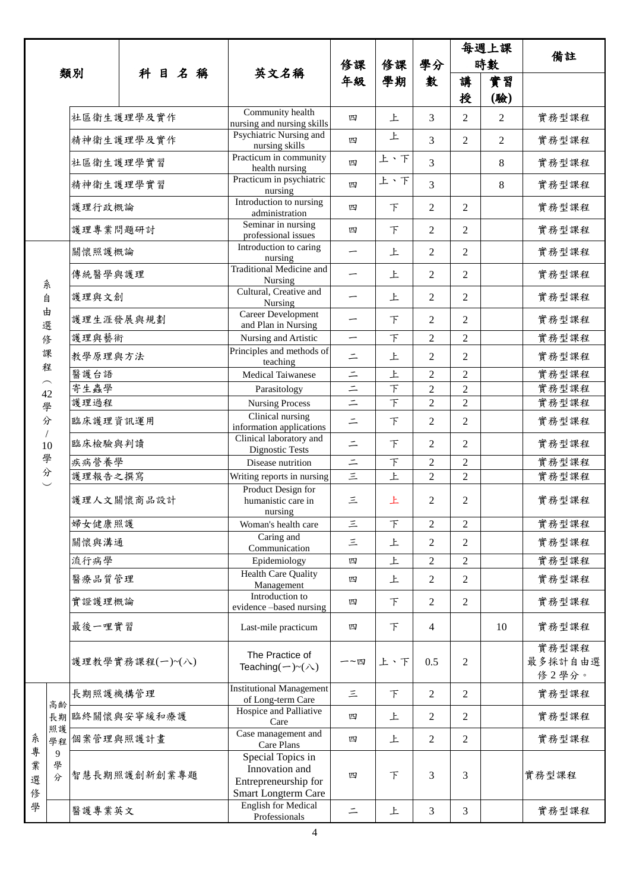| 類別 | | 科目名稱 | 英文名稱 | 修課年級 | 修課學期 | 學分數 | 每週上課時數 | | 備註 |
|---|---|---|---|---|---|---|---|---|---|
| | | | | | | | 講授 | 實習(驗) | |
| | | 社區衛生護理學及實作 | Community health nursing and nursing skills | 四 | 上 | 3 | 2 | 2 | 實務型課程 |
| | | 精神衛生護理學及實作 | Psychiatric Nursing and nursing skills | 四 | 上 | 3 | 2 | 2 | 實務型課程 |
| | | 社區衛生護理學實習 | Practicum in community health nursing | 四 | 上、下 | 3 | | 8 | 實務型課程 |
| | | 精神衛生護理學實習 | Practicum in psychiatric nursing | 四 | 上、下 | 3 | | 8 | 實務型課程 |
| | | 護理行政概論 | Introduction to nursing administration | 四 | 下 | 2 | 2 | | 實務型課程 |
| | | 護理專業問題研討 | Seminar in nursing professional issues | 四 | 下 | 2 | 2 | | 實務型課程 |
| 系自由選修課程(42學分/10學分) | | 關懷照護概論 | Introduction to caring nursing | 一 | 上 | 2 | 2 | | 實務型課程 |
| | | 傳統醫學與護理 | Traditional Medicine and Nursing | 一 | 上 | 2 | 2 | | 實務型課程 |
| | | 護理與文創 | Cultural, Creative and Nursing | 一 | 上 | 2 | 2 | | 實務型課程 |
| | | 護理生涯發展與規劃 | Career Development and Plan in Nursing | 一 | 下 | 2 | 2 | | 實務型課程 |
| | | 護理與藝術 | Nursing and Artistic | 一 | 下 | 2 | 2 | | 實務型課程 |
| | | 教學原理與方法 | Principles and methods of teaching | 二 | 上 | 2 | 2 | | 實務型課程 |
| | | 醫護台語 | Medical Taiwanese | 二 | 上 | 2 | 2 | | 實務型課程 |
| | | 寄生蟲學 | Parasitology | 二 | 下 | 2 | 2 | | 實務型課程 |
| | | 護理過程 | Nursing Process | 二 | 下 | 2 | 2 | | 實務型課程 |
| | | 臨床護理資訊運用 | Clinical nursing information applications | 二 | 下 | 2 | 2 | | 實務型課程 |
| | | 臨床檢驗與判讀 | Clinical laboratory and Dignostic Tests | 二 | 下 | 2 | 2 | | 實務型課程 |
| | | 疾病營養學 | Disease nutrition | 二 | 下 | 2 | 2 | | 實務型課程 |
| | | 護理報告之撰寫 | Writing reports in nursing | 三 | 上 | 2 | 2 | | 實務型課程 |
| | | 護理人文關懷商品設計 | Product Design for humanistic care in nursing | 三 | 上 | 2 | 2 | | 實務型課程 |
| | | 婦女健康照護 | Woman's health care | 三 | 下 | 2 | 2 | | 實務型課程 |
| | | 關懷與溝通 | Caring and Communication | 三 | 上 | 2 | 2 | | 實務型課程 |
| | | 流行病學 | Epidemiology | 四 | 上 | 2 | 2 | | 實務型課程 |
| | | 醫療品質管理 | Health Care Quality Management | 四 | 上 | 2 | 2 | | 實務型課程 |
| | | 實證護理概論 | Introduction to evidence –based nursing | 四 | 下 | 2 | 2 | | 實務型課程 |
| | | 最後一哩實習 | Last-mile practicum | 四 | 下 | 4 | | 10 | 實務型課程 |
| | | 護理教學實務課程(一)~(八) | The Practice of Teaching(一)~(八) | 一~四 | 上、下 | 0.5 | 2 | | 實務型課程 最多採計自由選修2學分。 |
| 系專業選修學 | 高齡長期照護學程 9學分 | 長期照護機構管理 | Institutional Management of Long-term Care | 三 | 下 | 2 | 2 | | 實務型課程 |
| | | 臨終關懷與安寧緩和療護 | Hospice and Palliative Care | 四 | 上 | 2 | 2 | | 實務型課程 |
| | | 個案管理與照護計畫 | Case management and Care Plans | 四 | 上 | 2 | 2 | | 實務型課程 |
| | | 智慧長期照護創新創業專題 | Special Topics in Innovation and Entrepreneurship for Smart Longterm Care | 四 | 下 | 3 | 3 | | 實務型課程 |
| | | 醫護專業英文 | English for Medical Professionals | 二 | 上 | 3 | 3 | | 實務型課程 |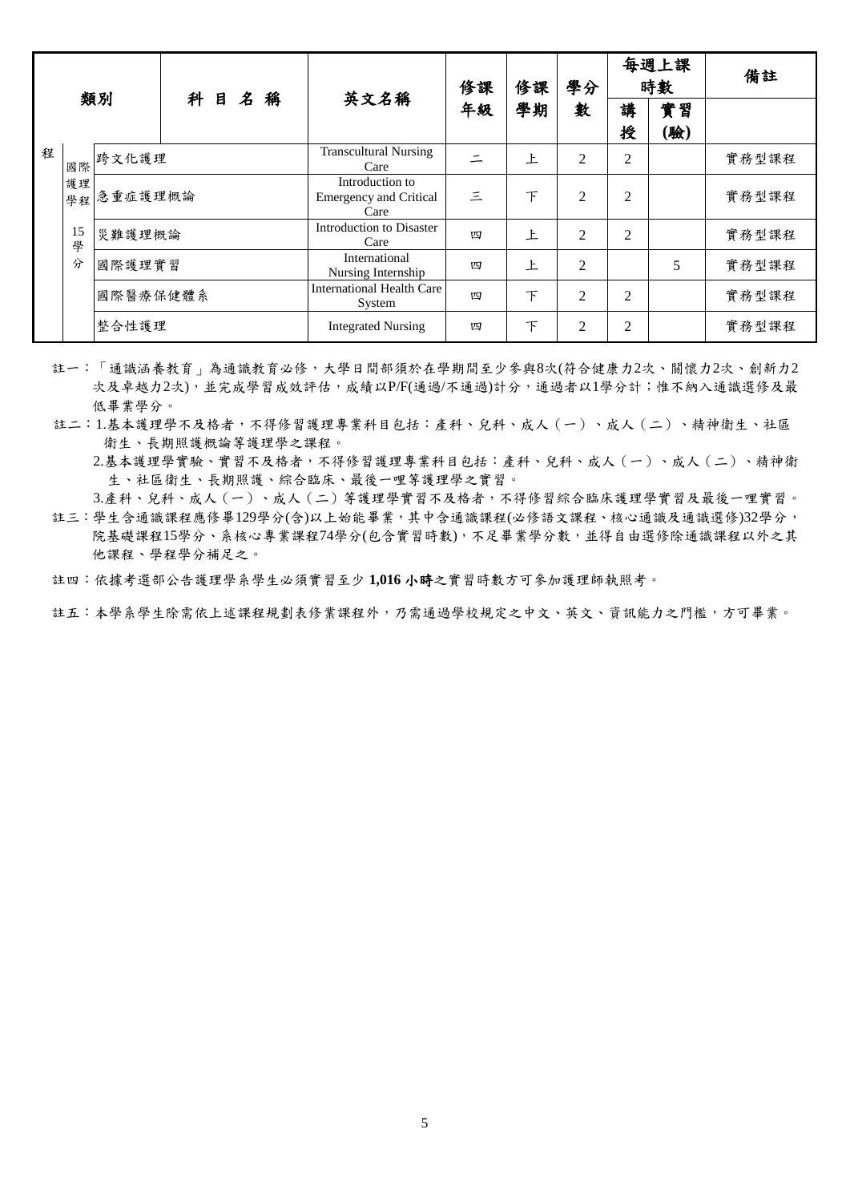| 類別 | | 科 目 名 稱 | 英文名稱 | 修課年級 | 修課學期 | 學分數 | 每週上課時數 | | 備註 |
|---|---|---|---|---|---|---|---|---|---|
| | | | | | | | 講授 | 實習(驗) | |
| 程 | 國際護理學程 15學分 | 跨文化護理 | Transcultural Nursing Care | 二 | 上 | 2 | 2 | | 實務型課程 |
| | | 急重症護理概論 | Introduction to Emergency and Critical Care | 三 | 下 | 2 | 2 | | 實務型課程 |
| | | 災難護理概論 | Introduction to Disaster Care | 四 | 上 | 2 | 2 | | 實務型課程 |
| | | 國際護理實習 | International Nursing Internship | 四 | 上 | 2 | | 5 | 實務型課程 |
| | | 國際醫療保健體系 | International Health Care System | 四 | 下 | 2 | 2 | | 實務型課程 |
| | | 整合性護理 | Integrated Nursing | 四 | 下 | 2 | 2 | | 實務型課程 |

註一：「通識涵養教育」為通識教育必修，大學日間部須於在學期間至少參與8次(符合健康力2次、關懷力2次、創新力2次及卓越力2次)，並完成學習成效評估，成績以P/F(通過/不通過)計分，通過者以1學分計；惟不納入通識選修及最低畢業學分。

註二：1.基本護理學不及格者，不得修習護理專業科目包括：產科、兒科、成人（一）、成人（二）、精神衛生、社區衛生、長期照護概論等護理學之課程。

2.基本護理學實驗、實習不及格者，不得修習護理專業科目包括：產科、兒科、成人（一）、成人（二）、精神衛生、社區衛生、長期照護、綜合臨床、最後一哩等護理學之實習。

3.產科、兒科、成人（一）、成人（二）等護理學實習不及格者，不得修習綜合臨床護理學實習及最後一哩實習。

註三：學生含通識課程應修畢129學分(含)以上始能畢業，其中含通識課程(必修語文課程、核心通識及通識選修)32學分，院基礎課程15學分、系核心專業課程74學分(包含實習時數)，不足畢業學分數，並得自由選修除通識課程以外之其他課程、學程學分補足之。

註四：依據考選部公告護理學系學生必須實習至少 **1,016 小時**之實習時數方可參加護理師執照考。

註五：本學系學生除需依上述課程規劃表修業課程外，乃需通過學校規定之中文、英文、資訊能力之門檻，方可畢業。